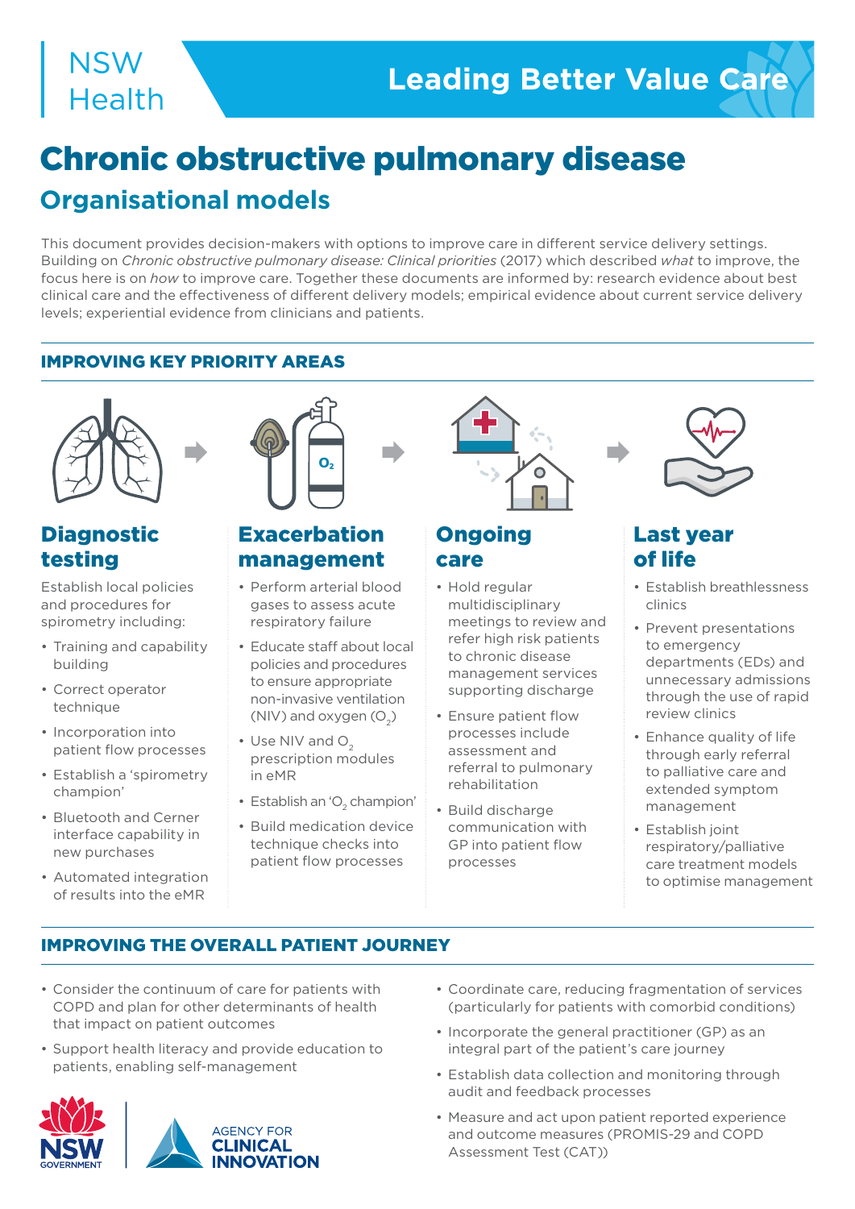NSW Health

Leading Better Value Care

# Chronic obstructive pulmonary disease

## Organisational models

This document provides decision-makers with options to improve care in different service delivery settings. Building on *Chronic obstructive pulmonary disease: Clinical priorities* (2017) which described *what* to improve, the focus here is on *how* to improve care. Together these documents are informed by: research evidence about best clinical care and the effectiveness of different delivery models; empirical evidence about current service delivery levels; experiential evidence from clinicians and patients.

### IMPROVING KEY PRIORITY AREAS

#### Diagnostic testing

Establish local policies and procedures for spirometry including:

- Training and capability building
- Correct operator technique
- Incorporation into patient flow processes
- Establish a 'spirometry champion'
- Bluetooth and Cerner interface capability in new purchases
- Automated integration of results into the eMR

#### Exacerbation management

- Perform arterial blood gases to assess acute respiratory failure
- Educate staff about local policies and procedures to ensure appropriate non-invasive ventilation (NIV) and oxygen ($O_2$)
- Use NIV and $O_2$ prescription modules in eMR
- Establish an '$O_2$ champion'
- Build medication device technique checks into patient flow processes

#### Ongoing care

- Hold regular multidisciplinary meetings to review and refer high risk patients to chronic disease management services supporting discharge
- Ensure patient flow processes include assessment and referral to pulmonary rehabilitation
- Build discharge communication with GP into patient flow processes

#### Last year of life

- Establish breathlessness clinics
- Prevent presentations to emergency departments (EDs) and unnecessary admissions through the use of rapid review clinics
- Enhance quality of life through early referral to palliative care and extended symptom management
- Establish joint respiratory/palliative care treatment models to optimise management

### IMPROVING THE OVERALL PATIENT JOURNEY

- Consider the continuum of care for patients with COPD and plan for other determinants of health that impact on patient outcomes
- Support health literacy and provide education to patients, enabling self-management
- Coordinate care, reducing fragmentation of services (particularly for patients with comorbid conditions)
- Incorporate the general practitioner (GP) as an integral part of the patient's care journey
- Establish data collection and monitoring through audit and feedback processes
- Measure and act upon patient reported experience and outcome measures (PROMIS-29 and COPD Assessment Test (CAT))

NSW GOVERNMENT | AGENCY FOR CLINICAL INNOVATION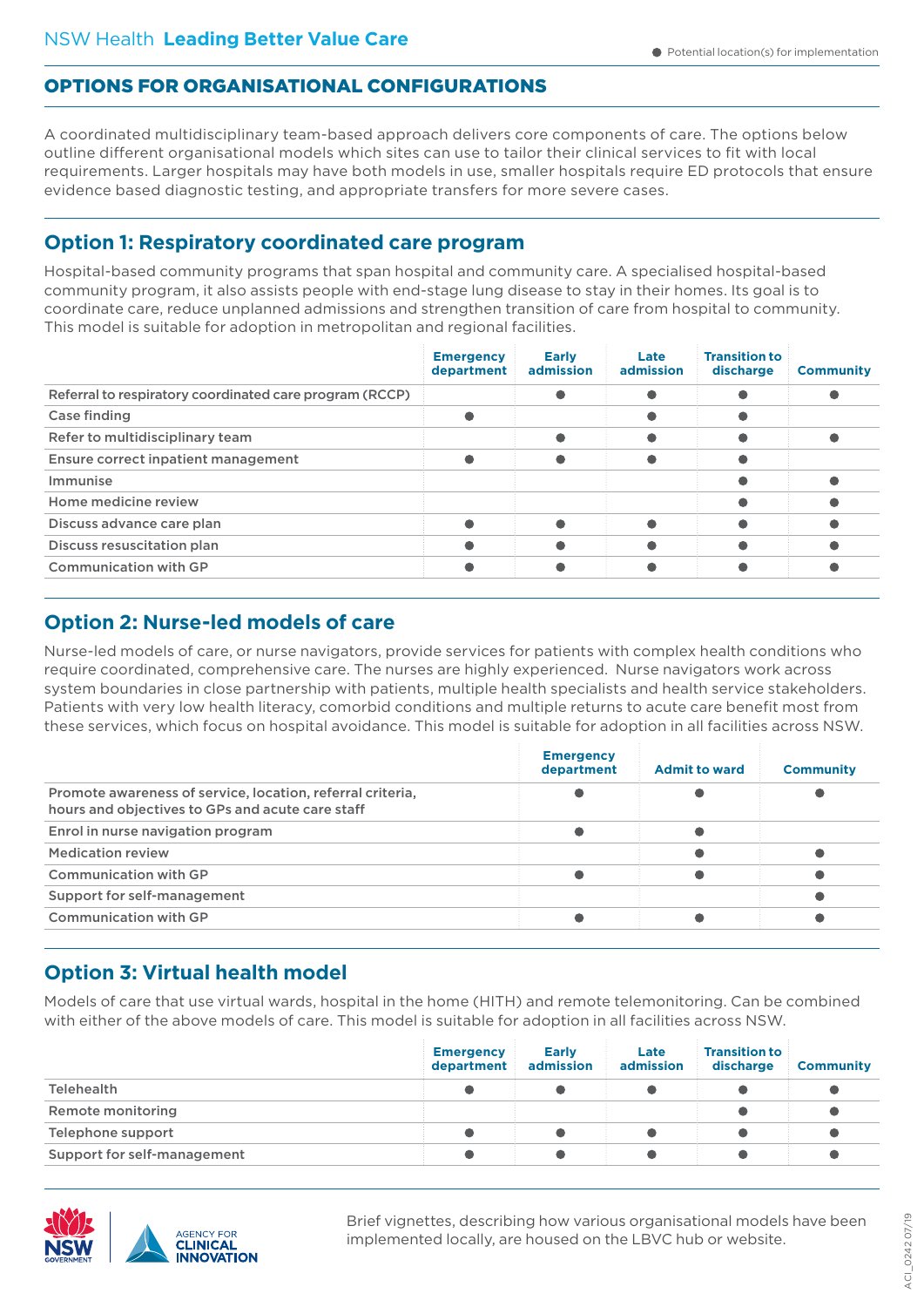● Potential location(s) for implementation

## OPTIONS FOR ORGANISATIONAL CONFIGURATIONS

A coordinated multidisciplinary team-based approach delivers core components of care. The options below outline different organisational models which sites can use to tailor their clinical services to fit with local requirements. Larger hospitals may have both models in use, smaller hospitals require ED protocols that ensure evidence based diagnostic testing, and appropriate transfers for more severe cases.

## Option 1: Respiratory coordinated care program

Hospital-based community programs that span hospital and community care. A specialised hospital-based community program, it also assists people with end-stage lung disease to stay in their homes. Its goal is to coordinate care, reduce unplanned admissions and strengthen transition of care from hospital to community. This model is suitable for adoption in metropolitan and regional facilities.

| | Emergency department | Early admission | Late admission | Transition to discharge | Community |
|---|---|---|---|---|---|
| Referral to respiratory coordinated care program (RCCP) | | ● | ● | ● | ● |
| Case finding | ● | | ● | ● | |
| Refer to multidisciplinary team | | ● | ● | ● | ● |
| Ensure correct inpatient management | ● | ● | ● | ● | |
| Immunise | | | | ● | ● |
| Home medicine review | | | | ● | ● |
| Discuss advance care plan | ● | ● | ● | ● | ● |
| Discuss resuscitation plan | ● | ● | ● | ● | ● |
| Communication with GP | ● | ● | ● | ● | ● |

## Option 2: Nurse-led models of care

Nurse-led models of care, or nurse navigators, provide services for patients with complex health conditions who require coordinated, comprehensive care. The nurses are highly experienced. Nurse navigators work across system boundaries in close partnership with patients, multiple health specialists and health service stakeholders. Patients with very low health literacy, comorbid conditions and multiple returns to acute care benefit most from these services, which focus on hospital avoidance. This model is suitable for adoption in all facilities across NSW.

| | Emergency department | Admit to ward | Community |
|---|---|---|---|
| Promote awareness of service, location, referral criteria, hours and objectives to GPs and acute care staff | ● | ● | ● |
| Enrol in nurse navigation program | ● | ● | |
| Medication review | | ● | ● |
| Communication with GP | ● | ● | ● |
| Support for self-management | | | ● |
| Communication with GP | ● | ● | ● |

## Option 3: Virtual health model

Models of care that use virtual wards, hospital in the home (HITH) and remote telemonitoring. Can be combined with either of the above models of care. This model is suitable for adoption in all facilities across NSW.

| | Emergency department | Early admission | Late admission | Transition to discharge | Community |
|---|---|---|---|---|---|
| Telehealth | ● | ● | ● | ● | ● |
| Remote monitoring | | | | ● | ● |
| Telephone support | ● | ● | ● | ● | ● |
| Support for self-management | ● | ● | ● | ● | ● |

Brief vignettes, describing how various organisational models have been implemented locally, are housed on the LBVC hub or website.